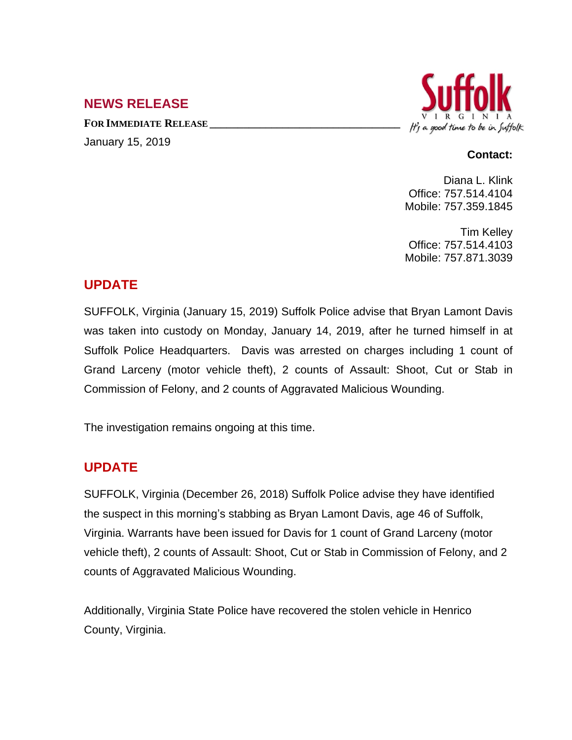## NEWS RELEASE

**FOR IMMEDIATE RELEASE**

January 15, 2019

Suffolk VIRGINIA *It's a good time to be in Suffolk*

**Contact:**

Diana L. Klink
Office: 757.514.4104
Mobile: 757.359.1845

Tim Kelley
Office: 757.514.4103
Mobile: 757.871.3039

## UPDATE

SUFFOLK, Virginia (January 15, 2019) Suffolk Police advise that Bryan Lamont Davis was taken into custody on Monday, January 14, 2019, after he turned himself in at Suffolk Police Headquarters. Davis was arrested on charges including 1 count of Grand Larceny (motor vehicle theft), 2 counts of Assault: Shoot, Cut or Stab in Commission of Felony, and 2 counts of Aggravated Malicious Wounding.

The investigation remains ongoing at this time.

## UPDATE

SUFFOLK, Virginia (December 26, 2018) Suffolk Police advise they have identified the suspect in this morning's stabbing as Bryan Lamont Davis, age 46 of Suffolk, Virginia. Warrants have been issued for Davis for 1 count of Grand Larceny (motor vehicle theft), 2 counts of Assault: Shoot, Cut or Stab in Commission of Felony, and 2 counts of Aggravated Malicious Wounding.

Additionally, Virginia State Police have recovered the stolen vehicle in Henrico County, Virginia.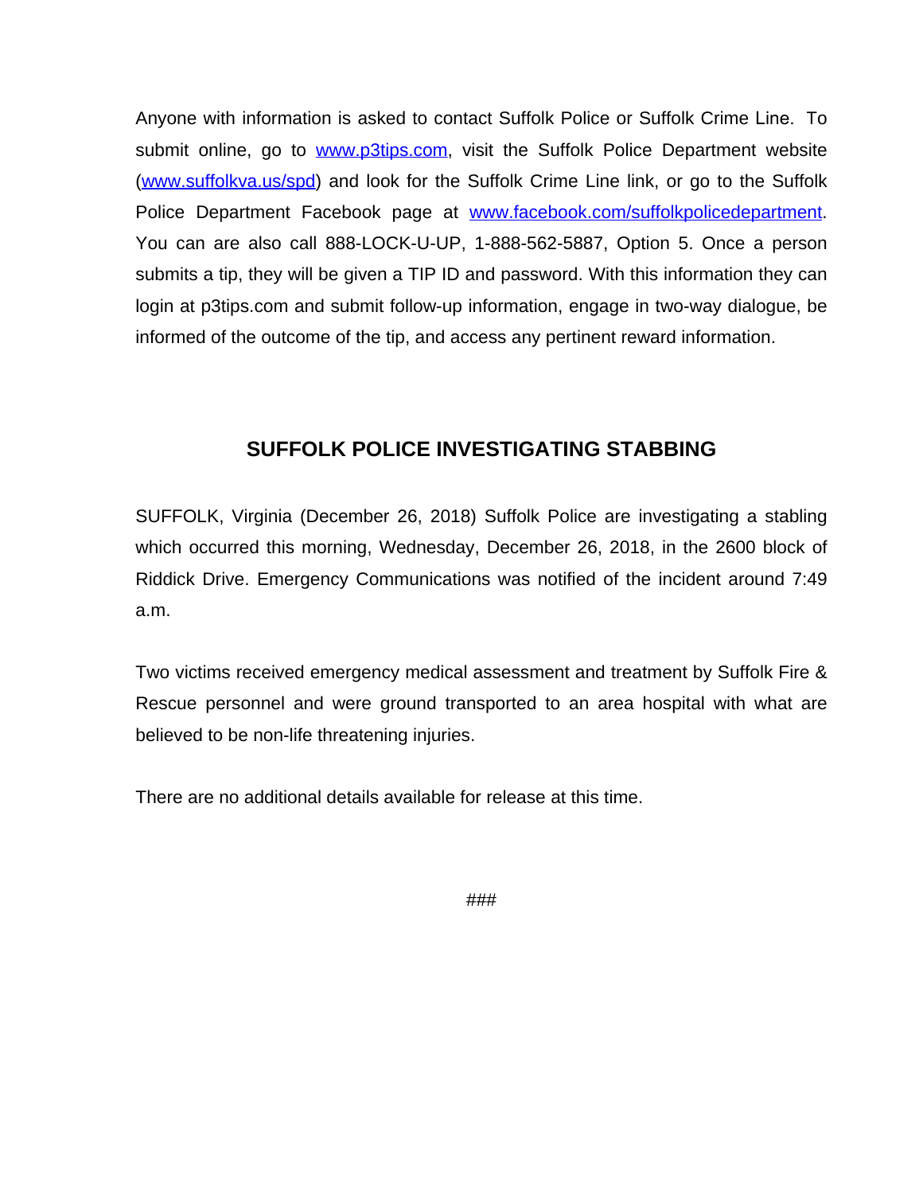Anyone with information is asked to contact Suffolk Police or Suffolk Crime Line. To submit online, go to www.p3tips.com, visit the Suffolk Police Department website (www.suffolkva.us/spd) and look for the Suffolk Crime Line link, or go to the Suffolk Police Department Facebook page at www.facebook.com/suffolkpolicedepartment. You can are also call 888-LOCK-U-UP, 1-888-562-5887, Option 5. Once a person submits a tip, they will be given a TIP ID and password. With this information they can login at p3tips.com and submit follow-up information, engage in two-way dialogue, be informed of the outcome of the tip, and access any pertinent reward information.

## SUFFOLK POLICE INVESTIGATING STABBING

SUFFOLK, Virginia (December 26, 2018) Suffolk Police are investigating a stabling which occurred this morning, Wednesday, December 26, 2018, in the 2600 block of Riddick Drive. Emergency Communications was notified of the incident around 7:49 a.m.

Two victims received emergency medical assessment and treatment by Suffolk Fire & Rescue personnel and were ground transported to an area hospital with what are believed to be non-life threatening injuries.

There are no additional details available for release at this time.

###